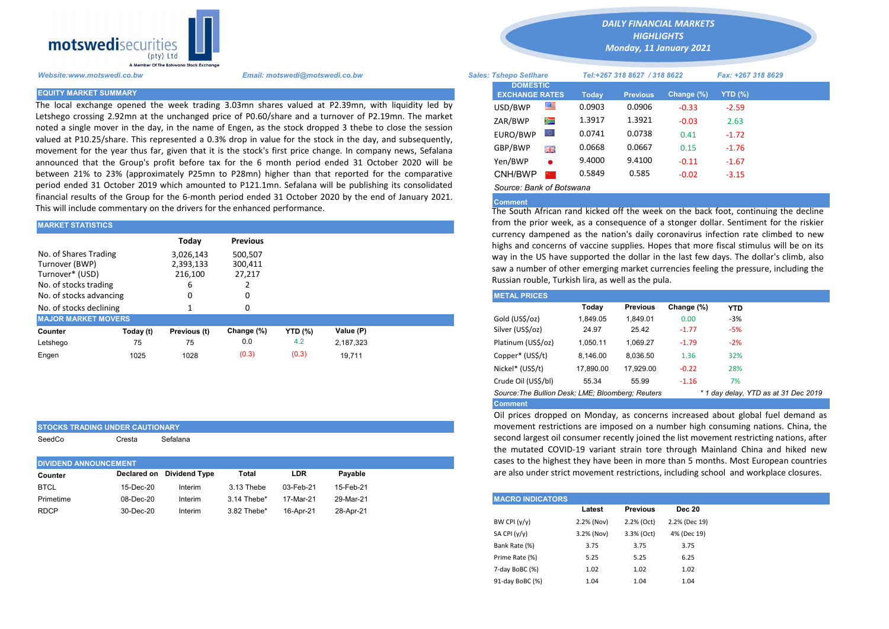motswedisecurities (pty) Ltd

A Member Of The Botswana Stock Exchange

# DAILY FINANCIAL MARKETS HIGHLIGHTS

**Monday, 11 January 2021**

*Website:www.motswedi.co.bw* *Email: motswedi@motswedi.co.bw*

*Sales: Tshepo Setlhare* *Tel:+267 318 8627 / 318 8622* *Fax: +267 318 8629*

## EQUITY MARKET SUMMARY

The local exchange opened the week trading 3.03mn shares valued at P2.39mn, with liquidity led by Letshego crossing 2.92mn at the unchanged price of P0.60/share and a turnover of P2.19mn. The market noted a single mover in the day, in the name of Engen, as the stock dropped 3 thebe to close the session valued at P10.25/share. This represented a 0.3% drop in value for the stock in the day, and subsequently, movement for the year thus far, given that it is the stock's first price change. In company news, Sefalana announced that the Group's profit before tax for the 6 month period ended 31 October 2020 will be between 21% to 23% (approximately P25mn to P28mn) higher than that reported for the comparative period ended 31 October 2019 which amounted to P121.1mn. Sefalana will be publishing its consolidated financial results of the Group for the 6-month period ended 31 October 2020 by the end of January 2021. This will include commentary on the drivers for the enhanced performance.

## MARKET STATISTICS

| | Today | Previous |
|---|---|---|
| No. of Shares Trading | 3,026,143 | 500,507 |
| Turnover (BWP) | 2,393,133 | 300,411 |
| Turnover* (USD) | 216,100 | 27,217 |
| No. of stocks trading | 6 | 2 |
| No. of stocks advancing | 0 | 0 |
| No. of stocks declining | 1 | 0 |

## MAJOR MARKET MOVERS

| Counter | Today (t) | Previous (t) | Change (%) | YTD (%) | Value (P) |
|---|---|---|---|---|---|
| Letshego | 75 | 75 | 0.0 | 4.2 | 2,187,323 |
| Engen | 1025 | 1028 | (0.3) | (0.3) | 19,711 |

## STOCKS TRADING UNDER CAUTIONARY

SeedCo Cresta Sefalana

## DIVIDEND ANNOUNCEMENT

| Counter | Declared on | Dividend Type | Total | LDR | Payable |
|---|---|---|---|---|---|
| BTCL | 15-Dec-20 | Interim | 3.13 Thebe | 03-Feb-21 | 15-Feb-21 |
| Primetime | 08-Dec-20 | Interim | 3.14 Thebe* | 17-Mar-21 | 29-Mar-21 |
| RDCP | 30-Dec-20 | Interim | 3.82 Thebe* | 16-Apr-21 | 28-Apr-21 |

## DOMESTIC EXCHANGE RATES

| DOMESTIC EXCHANGE RATES | Today | Previous | Change (%) | YTD (%) |
|---|---|---|---|---|
| USD/BWP | 0.0903 | 0.0906 | -0.33 | -2.59 |
| ZAR/BWP | 1.3917 | 1.3921 | -0.03 | 2.63 |
| EURO/BWP | 0.0741 | 0.0738 | 0.41 | -1.72 |
| GBP/BWP | 0.0668 | 0.0667 | 0.15 | -1.76 |
| Yen/BWP | 9.4000 | 9.4100 | -0.11 | -1.67 |
| CNH/BWP | 0.5849 | 0.585 | -0.02 | -3.15 |

*Source: Bank of Botswana*

**Comment**

The South African rand kicked off the week on the back foot, continuing the decline from the prior week, as a consequence of a stonger dollar. Sentiment for the riskier currency dampened as the nation's daily coronavirus infection rate climbed to new highs and concerns of vaccine supplies. Hopes that more fiscal stimulus will be on its way in the US have supported the dollar in the last few days. The dollar's climb, also saw a number of other emerging market currencies feeling the pressure, including the Russian rouble, Turkish lira, as well as the pula.

## METAL PRICES

| | Today | Previous | Change (%) | YTD |
|---|---|---|---|---|
| Gold (US$/oz) | 1,849.05 | 1,849.01 | 0.00 | -3% |
| Silver (US$/oz) | 24.97 | 25.42 | -1.77 | -5% |
| Platinum (US$/oz) | 1,050.11 | 1,069.27 | -1.79 | -2% |
| Copper* (US$/t) | 8,146.00 | 8,036.50 | 1.36 | 32% |
| Nickel* (US$/t) | 17,890.00 | 17,929.00 | -0.22 | 28% |
| Crude Oil (US$/bl) | 55.34 | 55.99 | -1.16 | 7% |

*Source:The Bullion Desk; LME; Bloomberg; Reuters* * 1 day delay, YTD as at 31 Dec 2019

**Comment**

Oil prices dropped on Monday, as concerns increased about global fuel demand as movement restrictions are imposed on a number high consuming nations. China, the second largest oil consumer recently joined the list movement restricting nations, after the mutated COVID-19 variant strain tore through Mainland China and hiked new cases to the highest they have been in more than 5 months. Most European countries are also under strict movement restrictions, including school and workplace closures.

## MACRO INDICATORS

| | Latest | Previous | Dec 20 |
|---|---|---|---|
| BW CPI (y/y) | 2.2% (Nov) | 2.2% (Oct) | 2.2% (Dec 19) |
| SA CPI (y/y) | 3.2% (Nov) | 3.3% (Oct) | 4% (Dec 19) |
| Bank Rate (%) | 3.75 | 3.75 | 3.75 |
| Prime Rate (%) | 5.25 | 5.25 | 6.25 |
| 7-day BoBC (%) | 1.02 | 1.02 | 1.02 |
| 91-day BoBC (%) | 1.04 | 1.04 | 1.04 |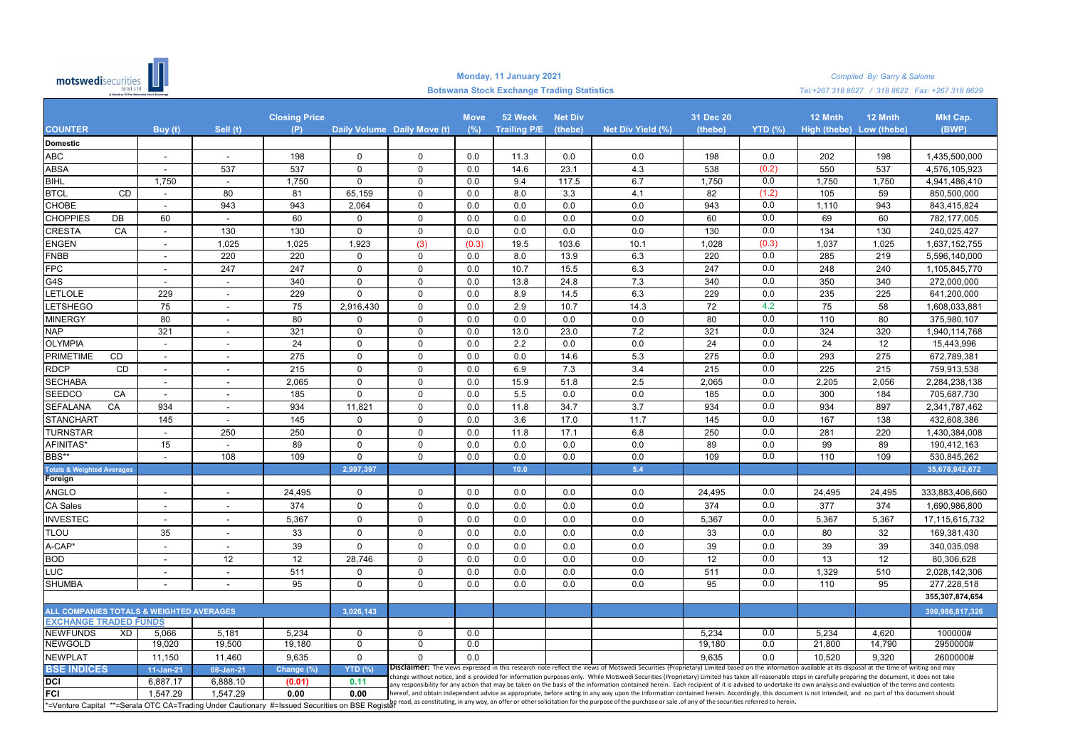motswedisecurities (pty) Ltd
A Member Of The Botswana Stock Exchange

**Monday, 11 January 2021**

**Botswana Stock Exchange Trading Statistics**

*Compiled By: Garry & Salome*

*Tel:+267 318 8627 / 318 8622 Fax: +267 318 8629*

| COUNTER | | Buy (t) | Sell (t) | Closing Price (P) | Daily Volume | Daily Move (t) | Move (%) | 52 Week Trailing P/E | Net Div (thebe) | Net Div Yield (%) | 31 Dec 20 (thebe) | YTD (%) | 12 Mnth High (thebe) | 12 Mnth Low (thebe) | Mkt Cap. (BWP) |
|---|---|---|---|---|---|---|---|---|---|---|---|---|---|---|---|
| **Domestic** | | | | | | | | | | | | | | | |
| ABC | | - | - | 198 | 0 | 0 | 0.0 | 11.3 | 0.0 | 0.0 | 198 | 0.0 | 202 | 198 | 1,435,500,000 |
| ABSA | | - | 537 | 537 | 0 | 0 | 0.0 | 14.6 | 23.1 | 4.3 | 538 | (0.2) | 550 | 537 | 4,576,105,923 |
| BIHL | | 1,750 | - | 1,750 | 0 | 0 | 0.0 | 9.4 | 117.5 | 6.7 | 1,750 | 0.0 | 1,750 | 1,750 | 4,941,486,410 |
| BTCL | CD | - | 80 | 81 | 65,159 | 0 | 0.0 | 8.0 | 3.3 | 4.1 | 82 | (1.2) | 105 | 59 | 850,500,000 |
| CHOBE | | - | 943 | 943 | 2,064 | 0 | 0.0 | 0.0 | 0.0 | 0.0 | 943 | 0.0 | 1,110 | 943 | 843,415,824 |
| CHOPPIES | DB | 60 | - | 60 | 0 | 0 | 0.0 | 0.0 | 0.0 | 0.0 | 60 | 0.0 | 69 | 60 | 782,177,005 |
| CRESTA | CA | - | 130 | 130 | 0 | 0 | 0.0 | 0.0 | 0.0 | 0.0 | 130 | 0.0 | 134 | 130 | 240,025,427 |
| ENGEN | | - | 1,025 | 1,025 | 1,923 | (3) | (0.3) | 19.5 | 103.6 | 10.1 | 1,028 | (0.3) | 1,037 | 1,025 | 1,637,152,755 |
| FNBB | | - | 220 | 220 | 0 | 0 | 0.0 | 8.0 | 13.9 | 6.3 | 220 | 0.0 | 285 | 219 | 5,596,140,000 |
| FPC | | - | 247 | 247 | 0 | 0 | 0.0 | 10.7 | 15.5 | 6.3 | 247 | 0.0 | 248 | 240 | 1,105,845,770 |
| G4S | | - | - | 340 | 0 | 0 | 0.0 | 13.8 | 24.8 | 7.3 | 340 | 0.0 | 350 | 340 | 272,000,000 |
| LETLOLE | | 229 | - | 229 | 0 | 0 | 0.0 | 8.9 | 14.5 | 6.3 | 229 | 0.0 | 235 | 225 | 641,200,000 |
| LETSHEGO | | 75 | - | 75 | 2,916,430 | 0 | 0.0 | 2.9 | 10.7 | 14.3 | 72 | 4.2 | 75 | 58 | 1,608,033,881 |
| MINERGY | | 80 | - | 80 | 0 | 0 | 0.0 | 0.0 | 0.0 | 0.0 | 80 | 0.0 | 110 | 80 | 375,980,107 |
| NAP | | 321 | - | 321 | 0 | 0 | 0.0 | 13.0 | 23.0 | 7.2 | 321 | 0.0 | 324 | 320 | 1,940,114,768 |
| OLYMPIA | | - | - | 24 | 0 | 0 | 0.0 | 2.2 | 0.0 | 0.0 | 24 | 0.0 | 24 | 12 | 15,443,996 |
| PRIMETIME | CD | - | - | 275 | 0 | 0 | 0.0 | 0.0 | 14.6 | 5.3 | 275 | 0.0 | 293 | 275 | 672,789,381 |
| RDCP | CD | - | - | 215 | 0 | 0 | 0.0 | 6.9 | 7.3 | 3.4 | 215 | 0.0 | 225 | 215 | 759,913,538 |
| SECHABA | | - | - | 2,065 | 0 | 0 | 0.0 | 15.9 | 51.8 | 2.5 | 2,065 | 0.0 | 2,205 | 2,056 | 2,284,238,138 |
| SEEDCO | CA | - | - | 185 | 0 | 0 | 0.0 | 5.5 | 0.0 | 0.0 | 185 | 0.0 | 300 | 184 | 705,687,730 |
| SEFALANA | CA | 934 | - | 934 | 11,821 | 0 | 0.0 | 11.8 | 34.7 | 3.7 | 934 | 0.0 | 934 | 897 | 2,341,787,462 |
| STANCHART | | 145 | - | 145 | 0 | 0 | 0.0 | 3.6 | 17.0 | 11.7 | 145 | 0.0 | 167 | 138 | 432,608,386 |
| TURNSTAR | | - | 250 | 250 | 0 | 0 | 0.0 | 11.8 | 17.1 | 6.8 | 250 | 0.0 | 281 | 220 | 1,430,384,008 |
| AFINITAS* | | 15 | - | 89 | 0 | 0 | 0.0 | 0.0 | 0.0 | 0.0 | 89 | 0.0 | 99 | 89 | 190,412,163 |
| BBS** | | - | 108 | 109 | 0 | 0 | 0.0 | 0.0 | 0.0 | 0.0 | 109 | 0.0 | 110 | 109 | 530,845,262 |
| **Totals & Weighted Averages** | | | | | 2,997,397 | | | 10.0 | | 5.4 | | | | | 35,678,942,672 |
| **Foreign** | | | | | | | | | | | | | | | |
| ANGLO | | - | - | 24,495 | 0 | 0 | 0.0 | 0.0 | 0.0 | 0.0 | 24,495 | 0.0 | 24,495 | 24,495 | 333,883,406,660 |
| CA Sales | | - | - | 374 | 0 | 0 | 0.0 | 0.0 | 0.0 | 0.0 | 374 | 0.0 | 377 | 374 | 1,690,986,800 |
| INVESTEC | | - | - | 5,367 | 0 | 0 | 0.0 | 0.0 | 0.0 | 0.0 | 5,367 | 0.0 | 5,367 | 5,367 | 17,115,615,732 |
| TLOU | | 35 | - | 33 | 0 | 0 | 0.0 | 0.0 | 0.0 | 0.0 | 33 | 0.0 | 80 | 32 | 169,381,430 |
| A-CAP* | | - | - | 39 | 0 | 0 | 0.0 | 0.0 | 0.0 | 0.0 | 39 | 0.0 | 39 | 39 | 340,035,098 |
| BOD | | - | 12 | 12 | 28,746 | 0 | 0.0 | 0.0 | 0.0 | 0.0 | 12 | 0.0 | 13 | 12 | 80,306,628 |
| LUC | | - | - | 511 | 0 | 0 | 0.0 | 0.0 | 0.0 | 0.0 | 511 | 0.0 | 1,329 | 510 | 2,028,142,306 |
| SHUMBA | | - | - | 95 | 0 | 0 | 0.0 | 0.0 | 0.0 | 0.0 | 95 | 0.0 | 110 | 95 | 277,228,518 |
| | | | | | | | | | | | | | | | 355,307,874,654 |
| **ALL COMPANIES TOTALS & WEIGHTED AVERAGES** | | | | | 3,026,143 | | | | | | | | | | 390,986,817,326 |
| **EXCHANGE TRADED FUNDS** | | | | | | | | | | | | | | | |
| NEWFUNDS | XD | 5,066 | 5,181 | 5,234 | 0 | 0 | 0.0 | | | | 5,234 | 0.0 | 5,234 | 4,620 | 100000# |
| NEWGOLD | | 19,020 | 19,500 | 19,180 | 0 | 0 | 0.0 | | | | 19,180 | 0.0 | 21,800 | 14,790 | 2950000# |
| NEWPLAT | | 11,150 | 11,460 | 9,635 | 0 | 0 | 0.0 | | | | 9,635 | 0.0 | 10,520 | 9,320 | 2600000# |

| BSE INDICES | 11-Jan-21 | 08-Jan-21 | Change (%) | YTD (%) |
|---|---|---|---|---|
| DCI | 6,887.17 | 6,888.10 | (0.01) | 0.11 |
| FCI | 1,547.29 | 1,547.29 | 0.00 | 0.00 |

*=Venture Capital **=Serala OTC CA=Trading Under Cautionary #=Issued Securities on BSE Register

**Disclaimer:** The views expressed in this research note reflect the views of Motswedi Securities (Proprietary) Limited based on the information available at its disposal at the time of writing and may change without notice, and is provided for information purposes only. While Motswedi Securities (Proprietary) Limited has taken all reasonable steps in carefully preparing the document, it does not take any responsibility for any action that may be taken on the basis of the information contained herein. Each recipient of it is advised to undertake its own analysis and evaluation of the terms and contents hereof, and obtain independent advice as appropriate, before acting in any way upon the information contained herein. Accordingly, this document is not intended, and no part of this document should be read, as constituting, in any way, an offer or other solicitation for the purpose of the purchase or sale .of any of the securities referred to herein.